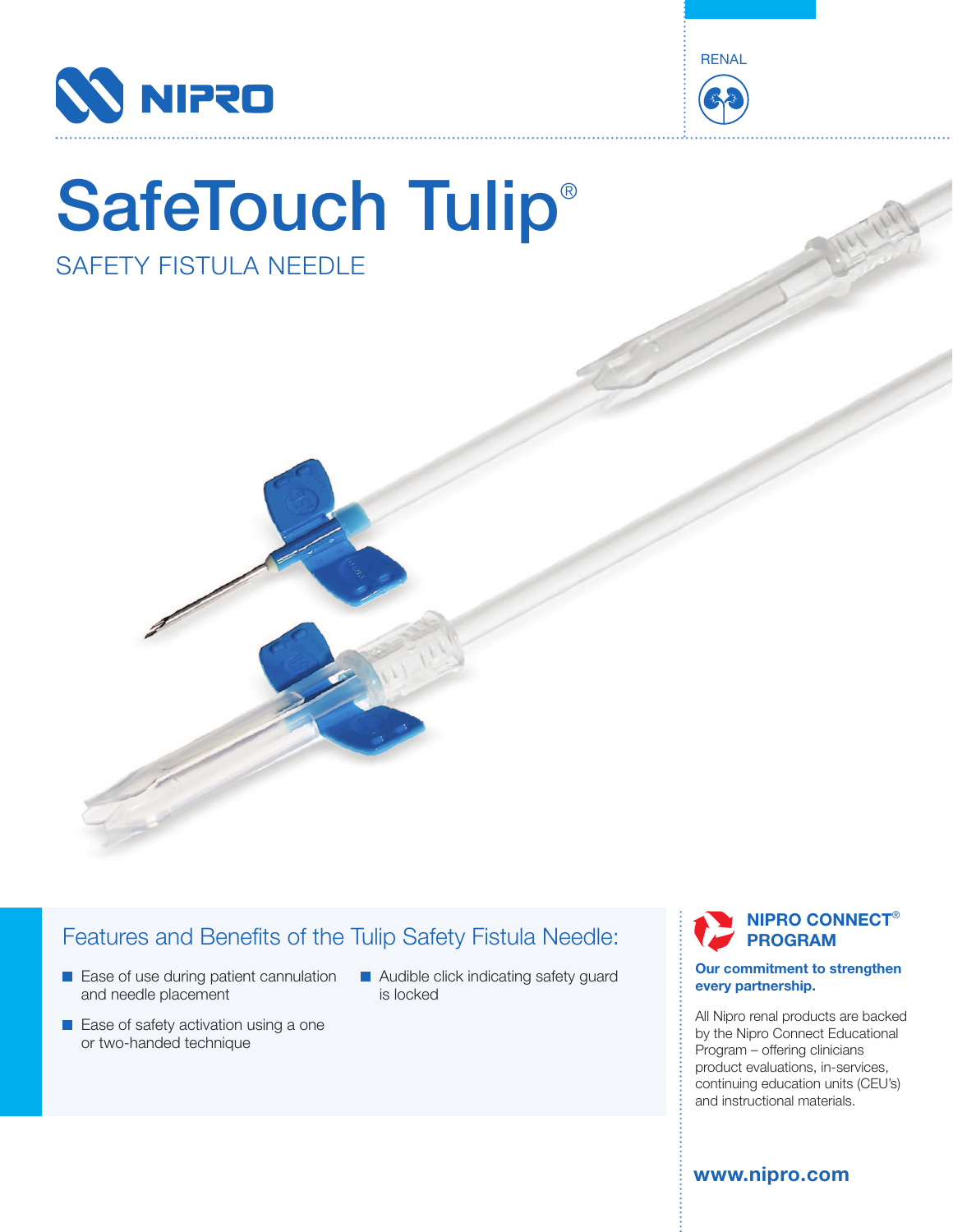NIPRO

RENAL

# SafeTouch Tulip®

## SAFETY FISTULA NEEDLE

### Features and Benefits of the Tulip Safety Fistula Needle:

- Ease of use during patient cannulation and needle placement
- Ease of safety activation using a one or two-handed technique
- Audible click indicating safety guard is locked

### NIPRO CONNECT® PROGRAM

**Our commitment to strengthen every partnership.**

All Nipro renal products are backed by the Nipro Connect Educational Program – offering clinicians product evaluations, in-services, continuing education units (CEU's) and instructional materials.

**www.nipro.com**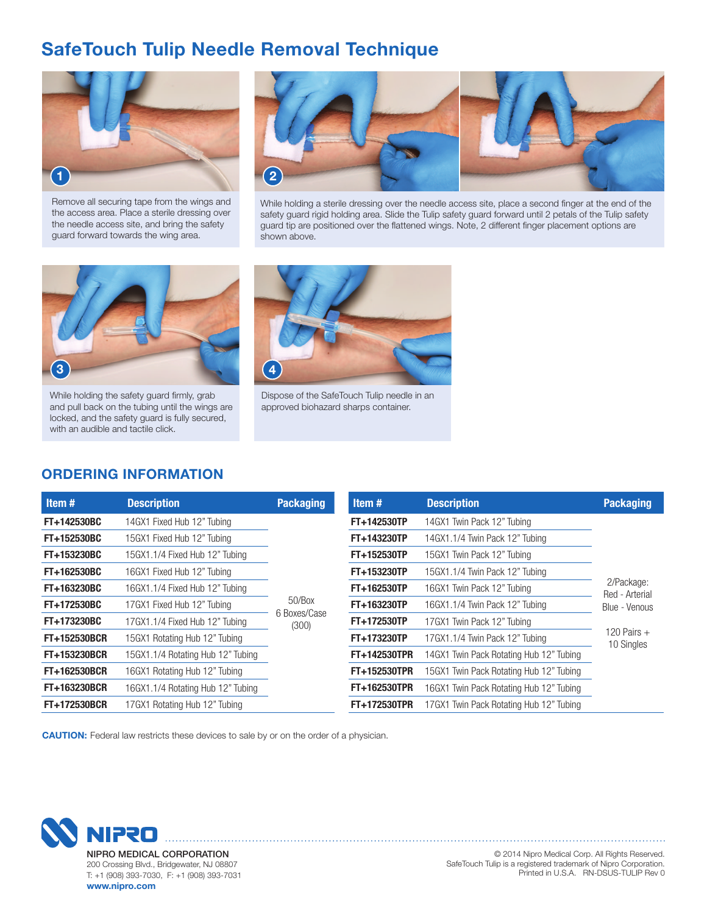# SafeTouch Tulip Needle Removal Technique

1. Remove all securing tape from the wings and the access area. Place a sterile dressing over the needle access site, and bring the safety guard forward towards the wing area.

2. While holding a sterile dressing over the needle access site, place a second finger at the end of the safety guard rigid holding area. Slide the Tulip safety guard forward until 2 petals of the Tulip safety guard tip are positioned over the flattened wings. Note, 2 different finger placement options are shown above.

3. While holding the safety guard firmly, grab and pull back on the tubing until the wings are locked, and the safety guard is fully secured, with an audible and tactile click.

4. Dispose of the SafeTouch Tulip needle in an approved biohazard sharps container.

## ORDERING INFORMATION

| Item # | Description | Packaging |
|---|---|---|
| FT+142530BC | 14GX1 Fixed Hub 12" Tubing | 50/Box 6 Boxes/Case (300) |
| FT+152530BC | 15GX1 Fixed Hub 12" Tubing | |
| FT+153230BC | 15GX1.1/4 Fixed Hub 12" Tubing | |
| FT+162530BC | 16GX1 Fixed Hub 12" Tubing | |
| FT+163230BC | 16GX1.1/4 Fixed Hub 12" Tubing | |
| FT+172530BC | 17GX1 Fixed Hub 12" Tubing | |
| FT+173230BC | 17GX1.1/4 Fixed Hub 12" Tubing | |
| FT+152530BCR | 15GX1 Rotating Hub 12" Tubing | |
| FT+153230BCR | 15GX1.1/4 Rotating Hub 12" Tubing | |
| FT+162530BCR | 16GX1 Rotating Hub 12" Tubing | |
| FT+163230BCR | 16GX1.1/4 Rotating Hub 12" Tubing | |
| FT+172530BCR | 17GX1 Rotating Hub 12" Tubing | |

| Item # | Description | Packaging |
|---|---|---|
| FT+142530TP | 14GX1 Twin Pack 12" Tubing | 2/Package: Red - Arterial Blue - Venous 120 Pairs + 10 Singles |
| FT+143230TP | 14GX1.1/4 Twin Pack 12" Tubing | |
| FT+152530TP | 15GX1 Twin Pack 12" Tubing | |
| FT+153230TP | 15GX1.1/4 Twin Pack 12" Tubing | |
| FT+162530TP | 16GX1 Twin Pack 12" Tubing | |
| FT+163230TP | 16GX1.1/4 Twin Pack 12" Tubing | |
| FT+172530TP | 17GX1 Twin Pack 12" Tubing | |
| FT+173230TP | 17GX1.1/4 Twin Pack 12" Tubing | |
| FT+142530TPR | 14GX1 Twin Pack Rotating Hub 12" Tubing | |
| FT+152530TPR | 15GX1 Twin Pack Rotating Hub 12" Tubing | |
| FT+162530TPR | 16GX1 Twin Pack Rotating Hub 12" Tubing | |
| FT+172530TPR | 17GX1 Twin Pack Rotating Hub 12" Tubing | |

**CAUTION:** Federal law restricts these devices to sale by or on the order of a physician.

NIPRO

NIPRO MEDICAL CORPORATION
200 Crossing Blvd., Bridgewater, NJ 08807
T: +1 (908) 393-7030, F: +1 (908) 393-7031
**www.nipro.com**

© 2014 Nipro Medical Corp. All Rights Reserved.
SafeTouch Tulip is a registered trademark of Nipro Corporation.
Printed in U.S.A. RN-DSUS-TULIP Rev 0